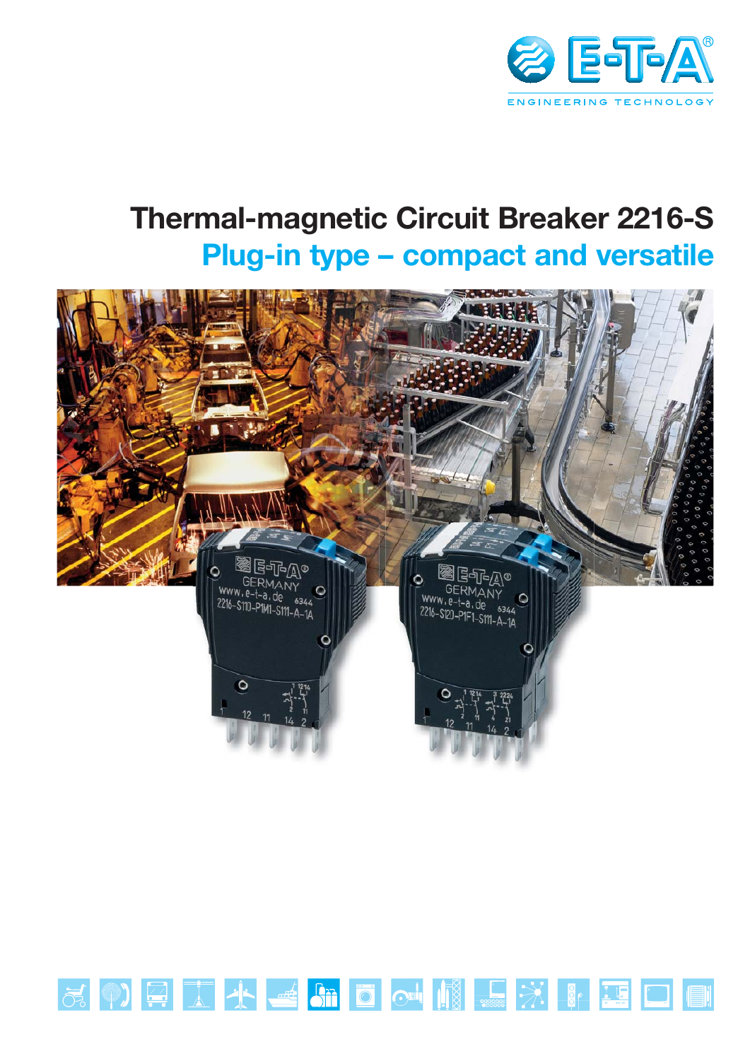E-T-A

ENGINEERING TECHNOLOGY

# Thermal-magnetic Circuit Breaker 2216-S

## Plug-in type – compact and versatile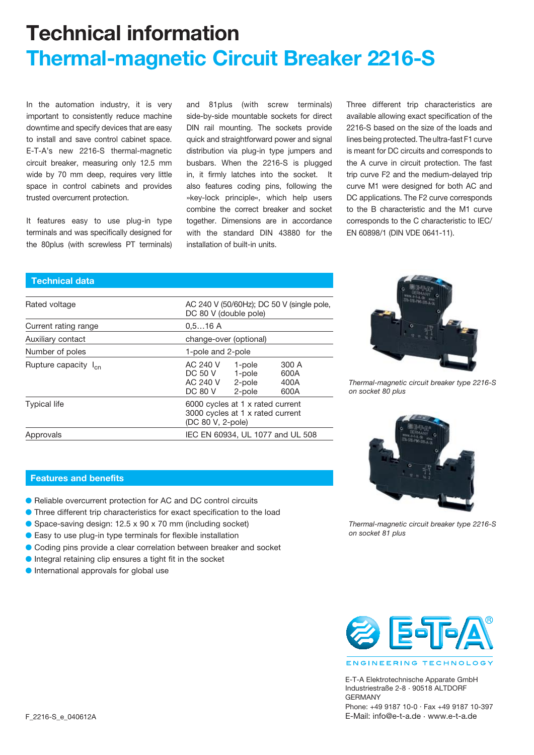# Technical information

## Thermal-magnetic Circuit Breaker 2216-S

In the automation industry, it is very important to consistently reduce machine downtime and specify devices that are easy to install and save control cabinet space. E-T-A's new 2216-S thermal-magnetic circuit breaker, measuring only 12.5 mm wide by 70 mm deep, requires very little space in control cabinets and provides trusted overcurrent protection.

It features easy to use plug-in type terminals and was specifically designed for the 80plus (with screwless PT terminals) and 81plus (with screw terminals) side-by-side mountable sockets for direct DIN rail mounting. The sockets provide quick and straightforward power and signal distribution via plug-in type jumpers and busbars. When the 2216-S is plugged in, it firmly latches into the socket. It also features coding pins, following the »key-lock principle«, which help users combine the correct breaker and socket together. Dimensions are in accordance with the standard DIN 43880 for the installation of built-in units.

Three different trip characteristics are available allowing exact specification of the 2216-S based on the size of the loads and lines being protected. The ultra-fast F1 curve is meant for DC circuits and corresponds to the A curve in circuit protection. The fast trip curve F2 and the medium-delayed trip curve M1 were designed for both AC and DC applications. The F2 curve corresponds to the B characteristic and the M1 curve corresponds to the C characteristic to IEC/EN 60898/1 (DIN VDE 0641-11).

### Technical data

| | |
|---|---|
| Rated voltage | AC 240 V (50/60Hz); DC 50 V (single pole, DC 80 V (double pole) |
| Current rating range | 0,5…16 A |
| Auxiliary contact | change-over (optional) |
| Number of poles | 1-pole and 2-pole |
| Rupture capacity $I_{cn}$ | AC 240 V 1-pole 300 A<br>DC 50 V 1-pole 600A<br>AC 240 V 2-pole 400A<br>DC 80 V 2-pole 600A |
| Typical life | 6000 cycles at 1 x rated current<br>3000 cycles at 1 x rated current (DC 80 V, 2-pole) |
| Approvals | IEC EN 60934, UL 1077 and UL 508 |

*Thermal-magnetic circuit breaker type 2216-S on socket 80 plus*

*Thermal-magnetic circuit breaker type 2216-S on socket 81 plus*

### Features and benefits

- Reliable overcurrent protection for AC and DC control circuits
- Three different trip characteristics for exact specification to the load
- Space-saving design: 12.5 x 90 x 70 mm (including socket)
- Easy to use plug-in type terminals for flexible installation
- Coding pins provide a clear correlation between breaker and socket
- Integral retaining clip ensures a tight fit in the socket
- International approvals for global use

E-T-A ENGINEERING TECHNOLOGY

E-T-A Elektrotechnische Apparate GmbH
Industriestraße 2-8 · 90518 ALTDORF
GERMANY
Phone: +49 9187 10-0 · Fax +49 9187 10-397
E-Mail: info@e-t-a.de · www.e-t-a.de

F_2216-S_e_040612A